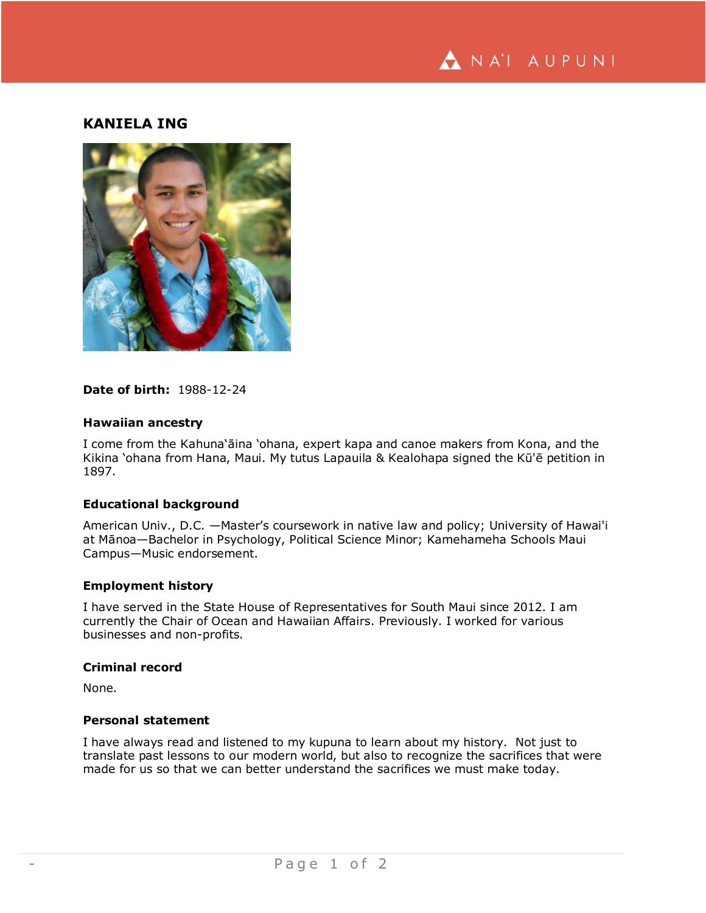# KANIELA ING

**Date of birth:** 1988-12-24

## Hawaiian ancestry

I come from the Kahuna'āina 'ohana, expert kapa and canoe makers from Kona, and the Kikina 'ohana from Hana, Maui. My tutus Lapauila & Kealohapa signed the Kū'ē petition in 1897.

## Educational background

American Univ., D.C. —Master's coursework in native law and policy; University of Hawai'i at Mānoa—Bachelor in Psychology, Political Science Minor; Kamehameha Schools Maui Campus—Music endorsement.

## Employment history

I have served in the State House of Representatives for South Maui since 2012. I am currently the Chair of Ocean and Hawaiian Affairs. Previously. I worked for various businesses and non-profits.

## Criminal record

None.

## Personal statement

I have always read and listened to my kupuna to learn about my history. Not just to translate past lessons to our modern world, but also to recognize the sacrifices that were made for us so that we can better understand the sacrifices we must make today.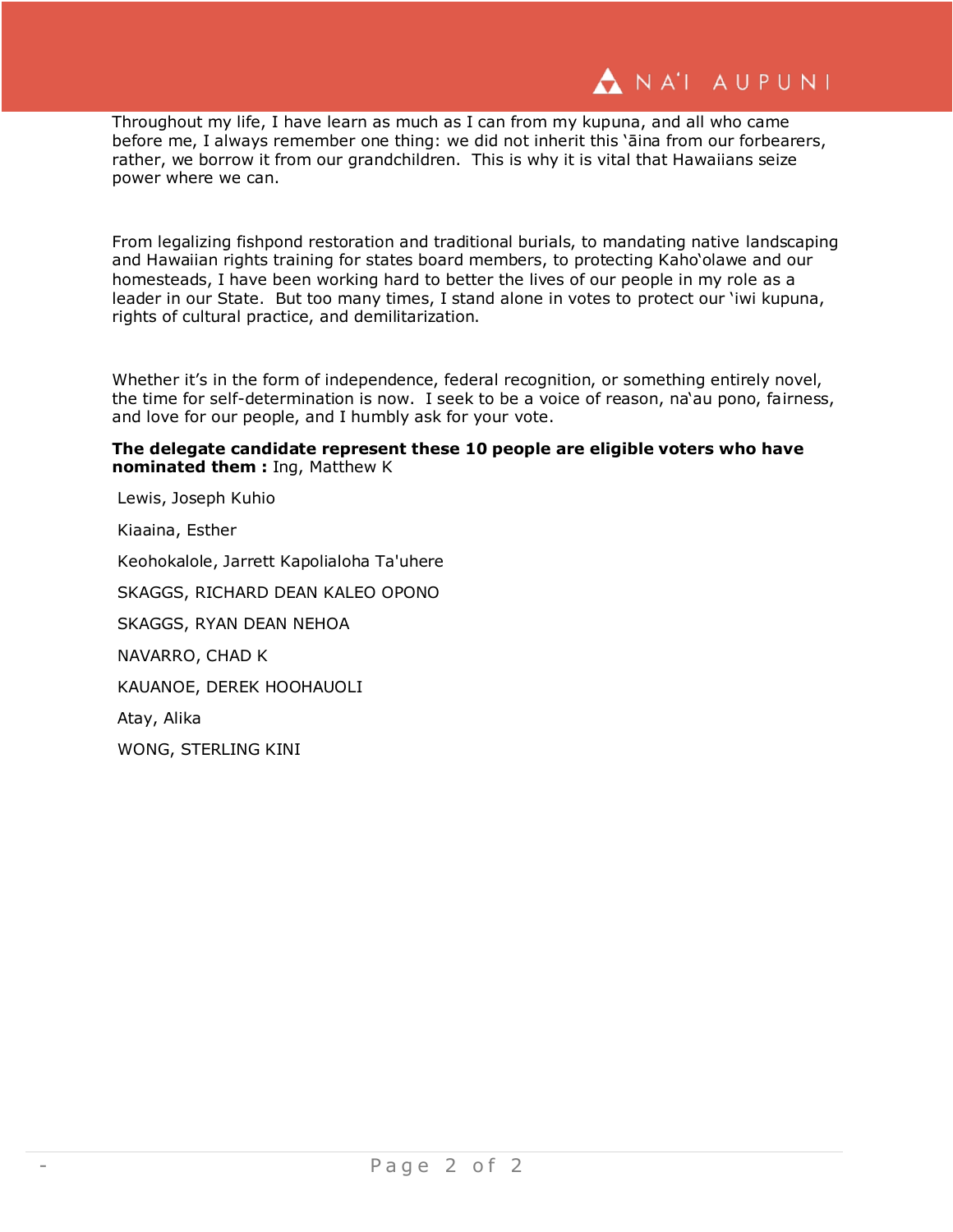Throughout my life, I have learn as much as I can from my kupuna, and all who came before me, I always remember one thing: we did not inherit this ʻāina from our forbearers, rather, we borrow it from our grandchildren. This is why it is vital that Hawaiians seize power where we can.

From legalizing fishpond restoration and traditional burials, to mandating native landscaping and Hawaiian rights training for states board members, to protecting Kahoʻolawe and our homesteads, I have been working hard to better the lives of our people in my role as a leader in our State. But too many times, I stand alone in votes to protect our ʻiwi kupuna, rights of cultural practice, and demilitarization.

Whether it's in the form of independence, federal recognition, or something entirely novel, the time for self-determination is now. I seek to be a voice of reason, naʻau pono, fairness, and love for our people, and I humbly ask for your vote.

**The delegate candidate represent these 10 people are eligible voters who have nominated them :** Ing, Matthew K

Lewis, Joseph Kuhio

Kiaaina, Esther

Keohokalole, Jarrett Kapolialoha Ta'uhere

SKAGGS, RICHARD DEAN KALEO OPONO

SKAGGS, RYAN DEAN NEHOA

NAVARRO, CHAD K

KAUANOE, DEREK HOOHAUOLI

Atay, Alika

WONG, STERLING KINI